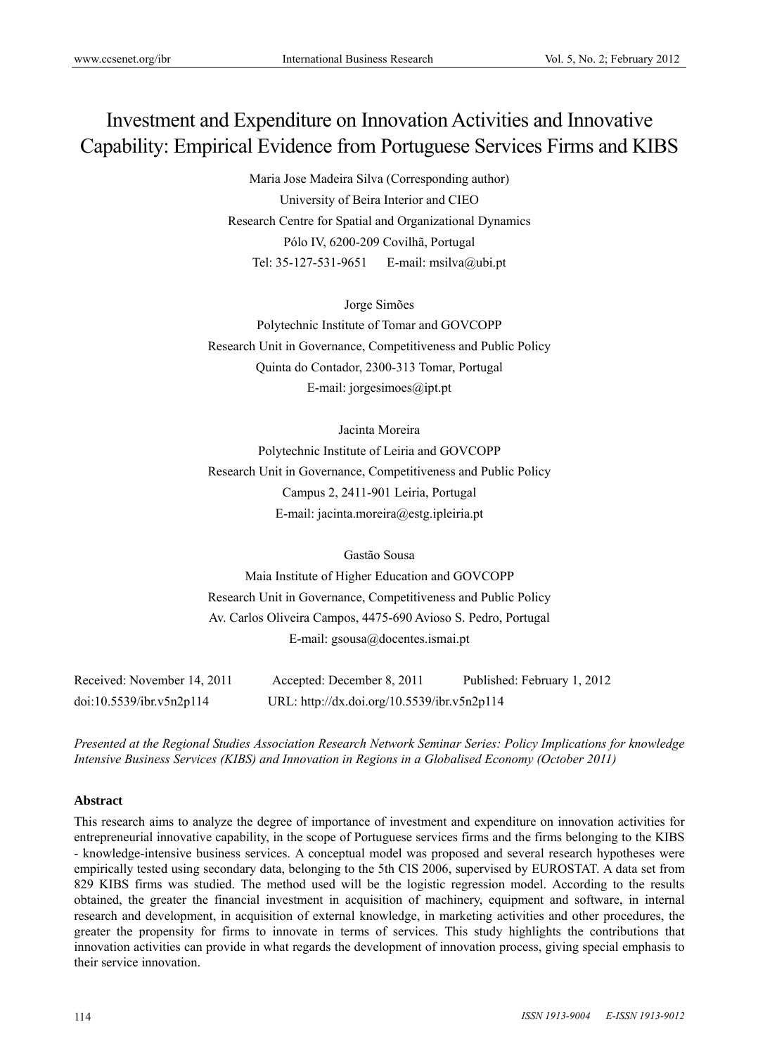# Investment and Expenditure on Innovation Activities and Innovative Capability: Empirical Evidence from Portuguese Services Firms and KIBS

Maria Jose Madeira Silva (Corresponding author)
University of Beira Interior and CIEO
Research Centre for Spatial and Organizational Dynamics
Pólo IV, 6200-209 Covilhã, Portugal
Tel: 35-127-531-9651 E-mail: msilva@ubi.pt

Jorge Simões
Polytechnic Institute of Tomar and GOVCOPP
Research Unit in Governance, Competitiveness and Public Policy
Quinta do Contador, 2300-313 Tomar, Portugal
E-mail: jorgesimoes@ipt.pt

Jacinta Moreira
Polytechnic Institute of Leiria and GOVCOPP
Research Unit in Governance, Competitiveness and Public Policy
Campus 2, 2411-901 Leiria, Portugal
E-mail: jacinta.moreira@estg.ipleiria.pt

Gastão Sousa
Maia Institute of Higher Education and GOVCOPP
Research Unit in Governance, Competitiveness and Public Policy
Av. Carlos Oliveira Campos, 4475-690 Avioso S. Pedro, Portugal
E-mail: gsousa@docentes.ismai.pt

Received: November 14, 2011 Accepted: December 8, 2011 Published: February 1, 2012
doi:10.5539/ibr.v5n2p114 URL: http://dx.doi.org/10.5539/ibr.v5n2p114

*Presented at the Regional Studies Association Research Network Seminar Series: Policy Implications for knowledge Intensive Business Services (KIBS) and Innovation in Regions in a Globalised Economy (October 2011)*

**Abstract**

This research aims to analyze the degree of importance of investment and expenditure on innovation activities for entrepreneurial innovative capability, in the scope of Portuguese services firms and the firms belonging to the KIBS - knowledge-intensive business services. A conceptual model was proposed and several research hypotheses were empirically tested using secondary data, belonging to the 5th CIS 2006, supervised by EUROSTAT. A data set from 829 KIBS firms was studied. The method used will be the logistic regression model. According to the results obtained, the greater the financial investment in acquisition of machinery, equipment and software, in internal research and development, in acquisition of external knowledge, in marketing activities and other procedures, the greater the propensity for firms to innovate in terms of services. This study highlights the contributions that innovation activities can provide in what regards the development of innovation process, giving special emphasis to their service innovation.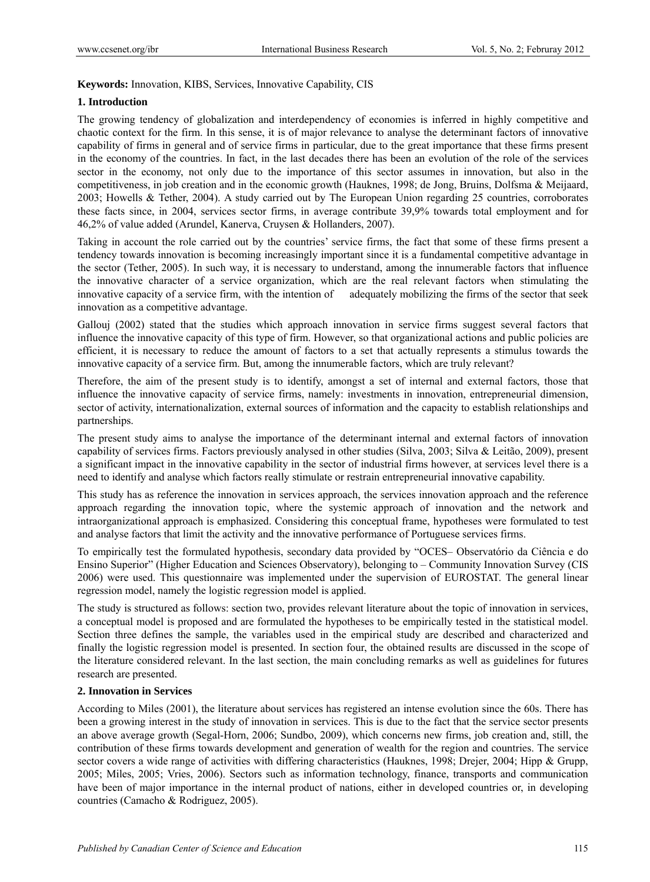**Keywords:** Innovation, KIBS, Services, Innovative Capability, CIS

## 1. Introduction

The growing tendency of globalization and interdependency of economies is inferred in highly competitive and chaotic context for the firm. In this sense, it is of major relevance to analyse the determinant factors of innovative capability of firms in general and of service firms in particular, due to the great importance that these firms present in the economy of the countries. In fact, in the last decades there has been an evolution of the role of the services sector in the economy, not only due to the importance of this sector assumes in innovation, but also in the competitiveness, in job creation and in the economic growth (Hauknes, 1998; de Jong, Bruins, Dolfsma & Meijaard, 2003; Howells & Tether, 2004). A study carried out by The European Union regarding 25 countries, corroborates these facts since, in 2004, services sector firms, in average contribute 39,9% towards total employment and for 46,2% of value added (Arundel, Kanerva, Cruysen & Hollanders, 2007).

Taking in account the role carried out by the countries' service firms, the fact that some of these firms present a tendency towards innovation is becoming increasingly important since it is a fundamental competitive advantage in the sector (Tether, 2005). In such way, it is necessary to understand, among the innumerable factors that influence the innovative character of a service organization, which are the real relevant factors when stimulating the innovative capacity of a service firm, with the intention of adequately mobilizing the firms of the sector that seek innovation as a competitive advantage.

Gallouj (2002) stated that the studies which approach innovation in service firms suggest several factors that influence the innovative capacity of this type of firm. However, so that organizational actions and public policies are efficient, it is necessary to reduce the amount of factors to a set that actually represents a stimulus towards the innovative capacity of a service firm. But, among the innumerable factors, which are truly relevant?

Therefore, the aim of the present study is to identify, amongst a set of internal and external factors, those that influence the innovative capacity of service firms, namely: investments in innovation, entrepreneurial dimension, sector of activity, internationalization, external sources of information and the capacity to establish relationships and partnerships.

The present study aims to analyse the importance of the determinant internal and external factors of innovation capability of services firms. Factors previously analysed in other studies (Silva, 2003; Silva & Leitão, 2009), present a significant impact in the innovative capability in the sector of industrial firms however, at services level there is a need to identify and analyse which factors really stimulate or restrain entrepreneurial innovative capability.

This study has as reference the innovation in services approach, the services innovation approach and the reference approach regarding the innovation topic, where the systemic approach of innovation and the network and intraorganizational approach is emphasized. Considering this conceptual frame, hypotheses were formulated to test and analyse factors that limit the activity and the innovative performance of Portuguese services firms.

To empirically test the formulated hypothesis, secondary data provided by "OCES– Observatório da Ciência e do Ensino Superior" (Higher Education and Sciences Observatory), belonging to – Community Innovation Survey (CIS 2006) were used. This questionnaire was implemented under the supervision of EUROSTAT. The general linear regression model, namely the logistic regression model is applied.

The study is structured as follows: section two, provides relevant literature about the topic of innovation in services, a conceptual model is proposed and are formulated the hypotheses to be empirically tested in the statistical model. Section three defines the sample, the variables used in the empirical study are described and characterized and finally the logistic regression model is presented. In section four, the obtained results are discussed in the scope of the literature considered relevant. In the last section, the main concluding remarks as well as guidelines for futures research are presented.

## 2. Innovation in Services

According to Miles (2001), the literature about services has registered an intense evolution since the 60s. There has been a growing interest in the study of innovation in services. This is due to the fact that the service sector presents an above average growth (Segal-Horn, 2006; Sundbo, 2009), which concerns new firms, job creation and, still, the contribution of these firms towards development and generation of wealth for the region and countries. The service sector covers a wide range of activities with differing characteristics (Hauknes, 1998; Drejer, 2004; Hipp & Grupp, 2005; Miles, 2005; Vries, 2006). Sectors such as information technology, finance, transports and communication have been of major importance in the internal product of nations, either in developed countries or, in developing countries (Camacho & Rodriguez, 2005).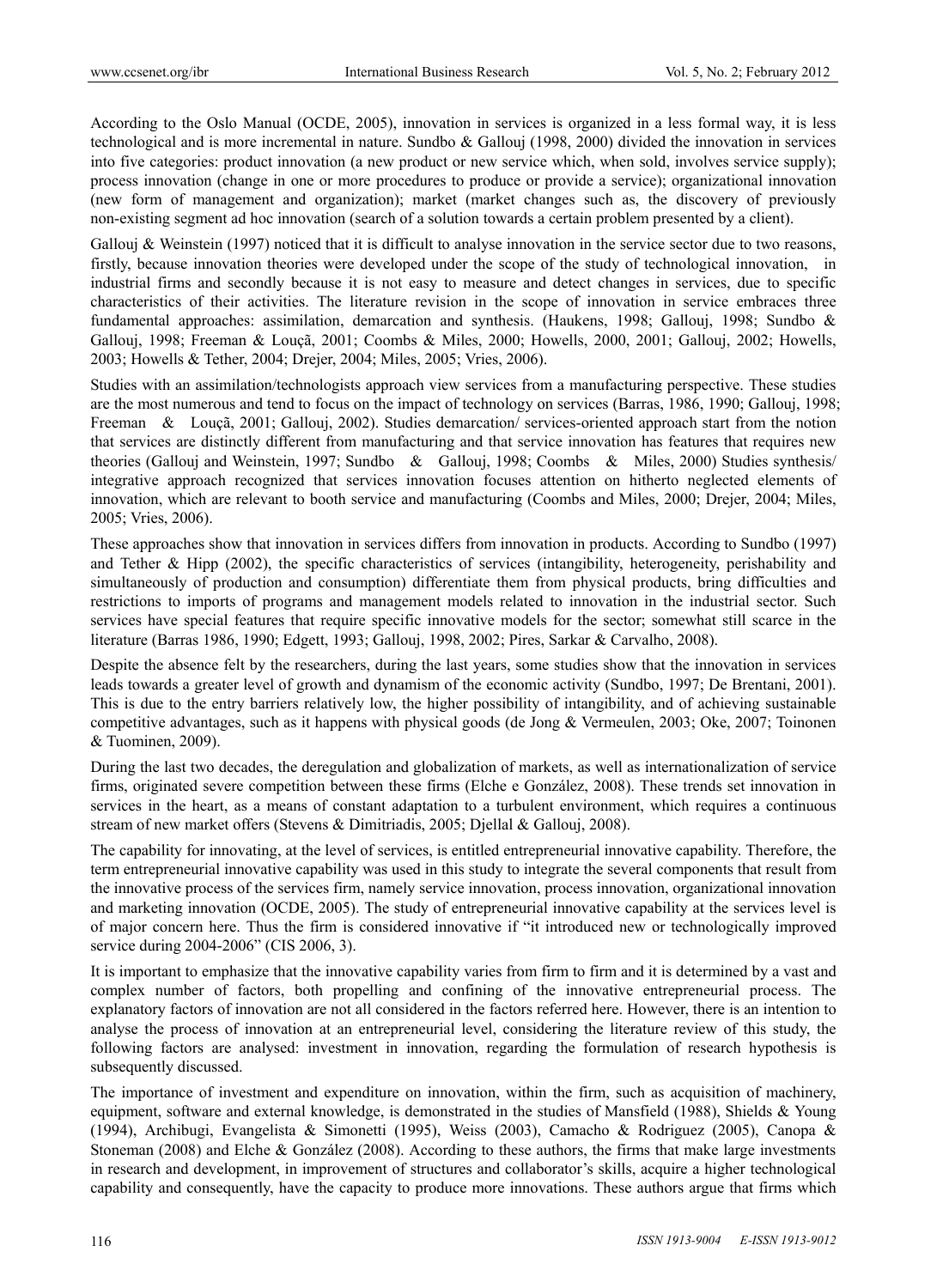According to the Oslo Manual (OCDE, 2005), innovation in services is organized in a less formal way, it is less technological and is more incremental in nature. Sundbo & Gallouj (1998, 2000) divided the innovation in services into five categories: product innovation (a new product or new service which, when sold, involves service supply); process innovation (change in one or more procedures to produce or provide a service); organizational innovation (new form of management and organization); market (market changes such as, the discovery of previously non-existing segment ad hoc innovation (search of a solution towards a certain problem presented by a client).

Gallouj & Weinstein (1997) noticed that it is difficult to analyse innovation in the service sector due to two reasons, firstly, because innovation theories were developed under the scope of the study of technological innovation, in industrial firms and secondly because it is not easy to measure and detect changes in services, due to specific characteristics of their activities. The literature revision in the scope of innovation in service embraces three fundamental approaches: assimilation, demarcation and synthesis. (Haukens, 1998; Gallouj, 1998; Sundbo & Gallouj, 1998; Freeman & Louçã, 2001; Coombs & Miles, 2000; Howells, 2000, 2001; Gallouj, 2002; Howells, 2003; Howells & Tether, 2004; Drejer, 2004; Miles, 2005; Vries, 2006).

Studies with an assimilation/technologists approach view services from a manufacturing perspective. These studies are the most numerous and tend to focus on the impact of technology on services (Barras, 1986, 1990; Gallouj, 1998; Freeman & Louçã, 2001; Gallouj, 2002). Studies demarcation/ services-oriented approach start from the notion that services are distinctly different from manufacturing and that service innovation has features that requires new theories (Gallouj and Weinstein, 1997; Sundbo & Gallouj, 1998; Coombs & Miles, 2000) Studies synthesis/ integrative approach recognized that services innovation focuses attention on hitherto neglected elements of innovation, which are relevant to booth service and manufacturing (Coombs and Miles, 2000; Drejer, 2004; Miles, 2005; Vries, 2006).

These approaches show that innovation in services differs from innovation in products. According to Sundbo (1997) and Tether & Hipp (2002), the specific characteristics of services (intangibility, heterogeneity, perishability and simultaneously of production and consumption) differentiate them from physical products, bring difficulties and restrictions to imports of programs and management models related to innovation in the industrial sector. Such services have special features that require specific innovative models for the sector; somewhat still scarce in the literature (Barras 1986, 1990; Edgett, 1993; Gallouj, 1998, 2002; Pires, Sarkar & Carvalho, 2008).

Despite the absence felt by the researchers, during the last years, some studies show that the innovation in services leads towards a greater level of growth and dynamism of the economic activity (Sundbo, 1997; De Brentani, 2001). This is due to the entry barriers relatively low, the higher possibility of intangibility, and of achieving sustainable competitive advantages, such as it happens with physical goods (de Jong & Vermeulen, 2003; Oke, 2007; Toinonen & Tuominen, 2009).

During the last two decades, the deregulation and globalization of markets, as well as internationalization of service firms, originated severe competition between these firms (Elche e González, 2008). These trends set innovation in services in the heart, as a means of constant adaptation to a turbulent environment, which requires a continuous stream of new market offers (Stevens & Dimitriadis, 2005; Djellal & Gallouj, 2008).

The capability for innovating, at the level of services, is entitled entrepreneurial innovative capability. Therefore, the term entrepreneurial innovative capability was used in this study to integrate the several components that result from the innovative process of the services firm, namely service innovation, process innovation, organizational innovation and marketing innovation (OCDE, 2005). The study of entrepreneurial innovative capability at the services level is of major concern here. Thus the firm is considered innovative if "it introduced new or technologically improved service during 2004-2006" (CIS 2006, 3).

It is important to emphasize that the innovative capability varies from firm to firm and it is determined by a vast and complex number of factors, both propelling and confining of the innovative entrepreneurial process. The explanatory factors of innovation are not all considered in the factors referred here. However, there is an intention to analyse the process of innovation at an entrepreneurial level, considering the literature review of this study, the following factors are analysed: investment in innovation, regarding the formulation of research hypothesis is subsequently discussed.

The importance of investment and expenditure on innovation, within the firm, such as acquisition of machinery, equipment, software and external knowledge, is demonstrated in the studies of Mansfield (1988), Shields & Young (1994), Archibugi, Evangelista & Simonetti (1995), Weiss (2003), Camacho & Rodriguez (2005), Canopa & Stoneman (2008) and Elche & González (2008). According to these authors, the firms that make large investments in research and development, in improvement of structures and collaborator's skills, acquire a higher technological capability and consequently, have the capacity to produce more innovations. These authors argue that firms which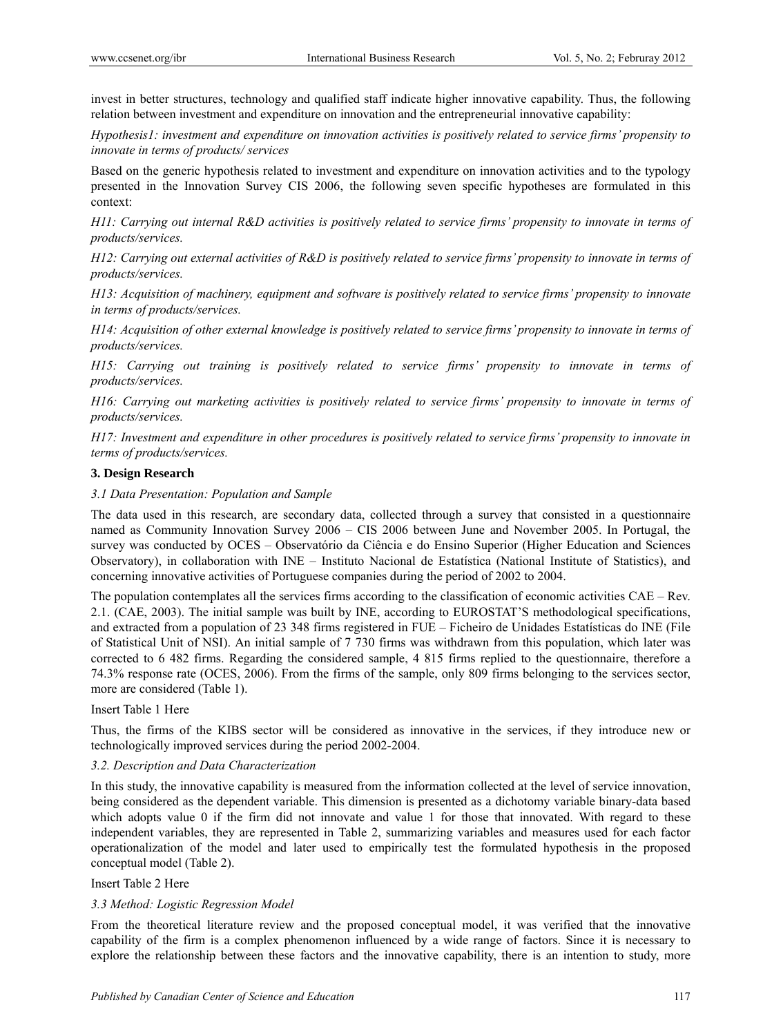invest in better structures, technology and qualified staff indicate higher innovative capability. Thus, the following relation between investment and expenditure on innovation and the entrepreneurial innovative capability:

*Hypothesis1: investment and expenditure on innovation activities is positively related to service firms' propensity to innovate in terms of products/ services*

Based on the generic hypothesis related to investment and expenditure on innovation activities and to the typology presented in the Innovation Survey CIS 2006, the following seven specific hypotheses are formulated in this context:

*H11: Carrying out internal R&D activities is positively related to service firms' propensity to innovate in terms of products/services.*

*H12: Carrying out external activities of R&D is positively related to service firms' propensity to innovate in terms of products/services.*

*H13: Acquisition of machinery, equipment and software is positively related to service firms' propensity to innovate in terms of products/services.*

*H14: Acquisition of other external knowledge is positively related to service firms' propensity to innovate in terms of products/services.*

*H15: Carrying out training is positively related to service firms' propensity to innovate in terms of products/services.*

*H16: Carrying out marketing activities is positively related to service firms' propensity to innovate in terms of products/services.*

*H17: Investment and expenditure in other procedures is positively related to service firms' propensity to innovate in terms of products/services.*

## 3. Design Research

### *3.1 Data Presentation: Population and Sample*

The data used in this research, are secondary data, collected through a survey that consisted in a questionnaire named as Community Innovation Survey 2006 – CIS 2006 between June and November 2005. In Portugal, the survey was conducted by OCES – Observatório da Ciência e do Ensino Superior (Higher Education and Sciences Observatory), in collaboration with INE – Instituto Nacional de Estatística (National Institute of Statistics), and concerning innovative activities of Portuguese companies during the period of 2002 to 2004.

The population contemplates all the services firms according to the classification of economic activities CAE – Rev. 2.1. (CAE, 2003). The initial sample was built by INE, according to EUROSTAT'S methodological specifications, and extracted from a population of 23 348 firms registered in FUE – Ficheiro de Unidades Estatísticas do INE (File of Statistical Unit of NSI). An initial sample of 7 730 firms was withdrawn from this population, which later was corrected to 6 482 firms. Regarding the considered sample, 4 815 firms replied to the questionnaire, therefore a 74.3% response rate (OCES, 2006). From the firms of the sample, only 809 firms belonging to the services sector, more are considered (Table 1).

Insert Table 1 Here

Thus, the firms of the KIBS sector will be considered as innovative in the services, if they introduce new or technologically improved services during the period 2002-2004.

### *3.2. Description and Data Characterization*

In this study, the innovative capability is measured from the information collected at the level of service innovation, being considered as the dependent variable. This dimension is presented as a dichotomy variable binary-data based which adopts value 0 if the firm did not innovate and value 1 for those that innovated. With regard to these independent variables, they are represented in Table 2, summarizing variables and measures used for each factor operationalization of the model and later used to empirically test the formulated hypothesis in the proposed conceptual model (Table 2).

Insert Table 2 Here

### *3.3 Method: Logistic Regression Model*

From the theoretical literature review and the proposed conceptual model, it was verified that the innovative capability of the firm is a complex phenomenon influenced by a wide range of factors. Since it is necessary to explore the relationship between these factors and the innovative capability, there is an intention to study, more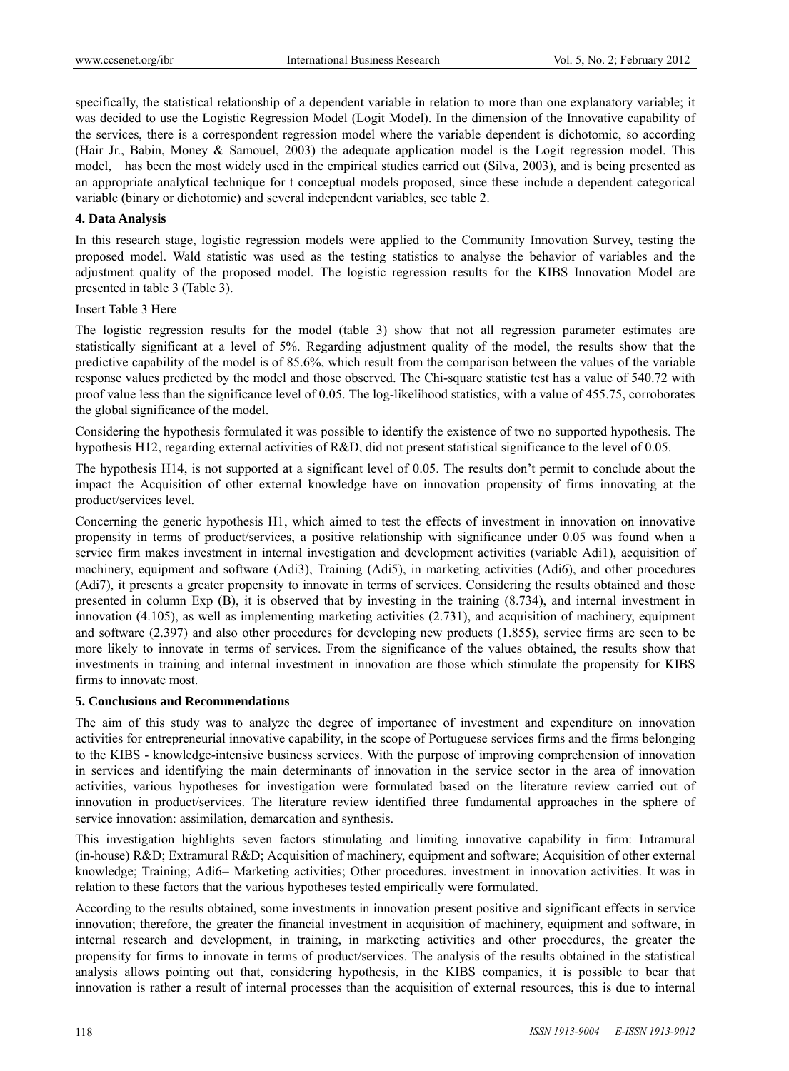specifically, the statistical relationship of a dependent variable in relation to more than one explanatory variable; it was decided to use the Logistic Regression Model (Logit Model). In the dimension of the Innovative capability of the services, there is a correspondent regression model where the variable dependent is dichotomic, so according (Hair Jr., Babin, Money & Samouel, 2003) the adequate application model is the Logit regression model. This model, has been the most widely used in the empirical studies carried out (Silva, 2003), and is being presented as an appropriate analytical technique for t conceptual models proposed, since these include a dependent categorical variable (binary or dichotomic) and several independent variables, see table 2.

## 4. Data Analysis

In this research stage, logistic regression models were applied to the Community Innovation Survey, testing the proposed model. Wald statistic was used as the testing statistics to analyse the behavior of variables and the adjustment quality of the proposed model. The logistic regression results for the KIBS Innovation Model are presented in table 3 (Table 3).

Insert Table 3 Here

The logistic regression results for the model (table 3) show that not all regression parameter estimates are statistically significant at a level of 5%. Regarding adjustment quality of the model, the results show that the predictive capability of the model is of 85.6%, which result from the comparison between the values of the variable response values predicted by the model and those observed. The Chi-square statistic test has a value of 540.72 with proof value less than the significance level of 0.05. The log-likelihood statistics, with a value of 455.75, corroborates the global significance of the model.

Considering the hypothesis formulated it was possible to identify the existence of two no supported hypothesis. The hypothesis H12, regarding external activities of R&D, did not present statistical significance to the level of 0.05.

The hypothesis H14, is not supported at a significant level of 0.05. The results don't permit to conclude about the impact the Acquisition of other external knowledge have on innovation propensity of firms innovating at the product/services level.

Concerning the generic hypothesis H1, which aimed to test the effects of investment in innovation on innovative propensity in terms of product/services, a positive relationship with significance under 0.05 was found when a service firm makes investment in internal investigation and development activities (variable Adi1), acquisition of machinery, equipment and software (Adi3), Training (Adi5), in marketing activities (Adi6), and other procedures (Adi7), it presents a greater propensity to innovate in terms of services. Considering the results obtained and those presented in column Exp (B), it is observed that by investing in the training (8.734), and internal investment in innovation (4.105), as well as implementing marketing activities (2.731), and acquisition of machinery, equipment and software (2.397) and also other procedures for developing new products (1.855), service firms are seen to be more likely to innovate in terms of services. From the significance of the values obtained, the results show that investments in training and internal investment in innovation are those which stimulate the propensity for KIBS firms to innovate most.

## 5. Conclusions and Recommendations

The aim of this study was to analyze the degree of importance of investment and expenditure on innovation activities for entrepreneurial innovative capability, in the scope of Portuguese services firms and the firms belonging to the KIBS - knowledge-intensive business services. With the purpose of improving comprehension of innovation in services and identifying the main determinants of innovation in the service sector in the area of innovation activities, various hypotheses for investigation were formulated based on the literature review carried out of innovation in product/services. The literature review identified three fundamental approaches in the sphere of service innovation: assimilation, demarcation and synthesis.

This investigation highlights seven factors stimulating and limiting innovative capability in firm: Intramural (in-house) R&D; Extramural R&D; Acquisition of machinery, equipment and software; Acquisition of other external knowledge; Training; Adi6= Marketing activities; Other procedures. investment in innovation activities. It was in relation to these factors that the various hypotheses tested empirically were formulated.

According to the results obtained, some investments in innovation present positive and significant effects in service innovation; therefore, the greater the financial investment in acquisition of machinery, equipment and software, in internal research and development, in training, in marketing activities and other procedures, the greater the propensity for firms to innovate in terms of product/services. The analysis of the results obtained in the statistical analysis allows pointing out that, considering hypothesis, in the KIBS companies, it is possible to bear that innovation is rather a result of internal processes than the acquisition of external resources, this is due to internal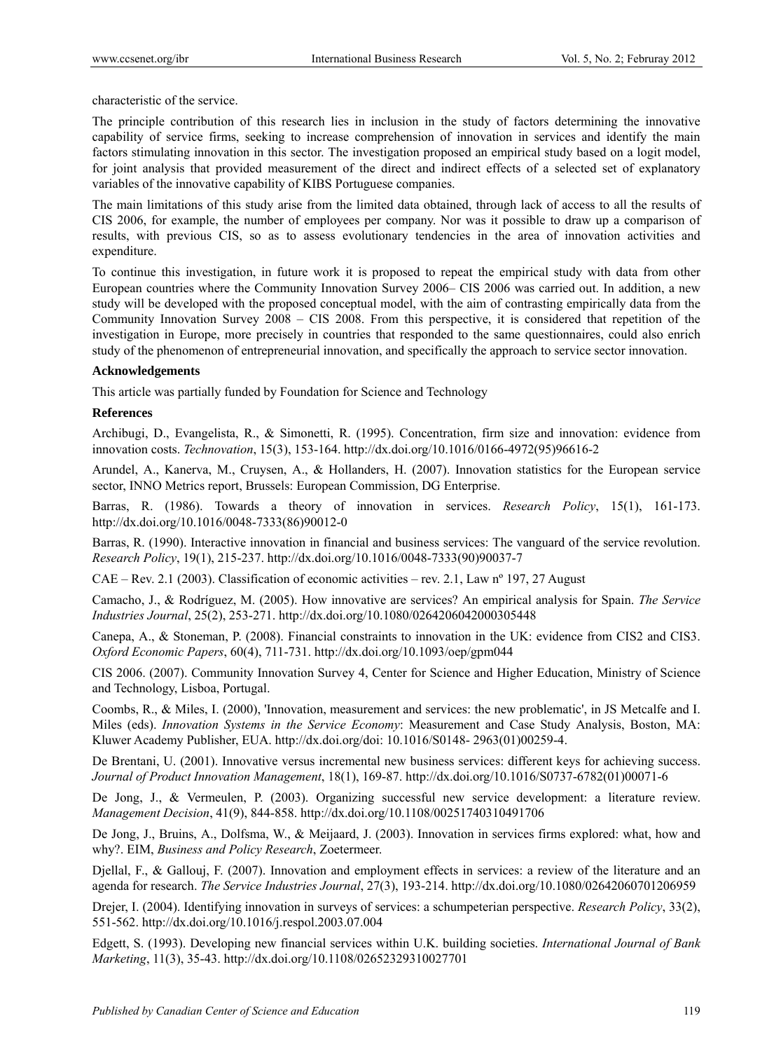characteristic of the service.

The principle contribution of this research lies in inclusion in the study of factors determining the innovative capability of service firms, seeking to increase comprehension of innovation in services and identify the main factors stimulating innovation in this sector. The investigation proposed an empirical study based on a logit model, for joint analysis that provided measurement of the direct and indirect effects of a selected set of explanatory variables of the innovative capability of KIBS Portuguese companies.

The main limitations of this study arise from the limited data obtained, through lack of access to all the results of CIS 2006, for example, the number of employees per company. Nor was it possible to draw up a comparison of results, with previous CIS, so as to assess evolutionary tendencies in the area of innovation activities and expenditure.

To continue this investigation, in future work it is proposed to repeat the empirical study with data from other European countries where the Community Innovation Survey 2006– CIS 2006 was carried out. In addition, a new study will be developed with the proposed conceptual model, with the aim of contrasting empirically data from the Community Innovation Survey 2008 – CIS 2008. From this perspective, it is considered that repetition of the investigation in Europe, more precisely in countries that responded to the same questionnaires, could also enrich study of the phenomenon of entrepreneurial innovation, and specifically the approach to service sector innovation.

**Acknowledgements**

This article was partially funded by Foundation for Science and Technology

**References**

Archibugi, D., Evangelista, R., & Simonetti, R. (1995). Concentration, firm size and innovation: evidence from innovation costs. *Technovation*, 15(3), 153-164. http://dx.doi.org/10.1016/0166-4972(95)96616-2

Arundel, A., Kanerva, M., Cruysen, A., & Hollanders, H. (2007). Innovation statistics for the European service sector, INNO Metrics report, Brussels: European Commission, DG Enterprise.

Barras, R. (1986). Towards a theory of innovation in services. *Research Policy*, 15(1), 161-173. http://dx.doi.org/10.1016/0048-7333(86)90012-0

Barras, R. (1990). Interactive innovation in financial and business services: The vanguard of the service revolution. *Research Policy*, 19(1), 215-237. http://dx.doi.org/10.1016/0048-7333(90)90037-7

CAE – Rev. 2.1 (2003). Classification of economic activities – rev. 2.1, Law nº 197, 27 August

Camacho, J., & Rodríguez, M. (2005). How innovative are services? An empirical analysis for Spain. *The Service Industries Journal*, 25(2), 253-271. http://dx.doi.org/10.1080/0264206042000305448

Canepa, A., & Stoneman, P. (2008). Financial constraints to innovation in the UK: evidence from CIS2 and CIS3. *Oxford Economic Papers*, 60(4), 711-731. http://dx.doi.org/10.1093/oep/gpm044

CIS 2006. (2007). Community Innovation Survey 4, Center for Science and Higher Education, Ministry of Science and Technology, Lisboa, Portugal.

Coombs, R., & Miles, I. (2000), 'Innovation, measurement and services: the new problematic', in JS Metcalfe and I. Miles (eds). *Innovation Systems in the Service Economy*: Measurement and Case Study Analysis, Boston, MA: Kluwer Academy Publisher, EUA. http://dx.doi.org/doi: 10.1016/S0148- 2963(01)00259-4.

De Brentani, U. (2001). Innovative versus incremental new business services: different keys for achieving success. *Journal of Product Innovation Management*, 18(1), 169-87. http://dx.doi.org/10.1016/S0737-6782(01)00071-6

De Jong, J., & Vermeulen, P. (2003). Organizing successful new service development: a literature review. *Management Decision*, 41(9), 844-858. http://dx.doi.org/10.1108/00251740310491706

De Jong, J., Bruins, A., Dolfsma, W., & Meijaard, J. (2003). Innovation in services firms explored: what, how and why?. EIM, *Business and Policy Research*, Zoetermeer.

Djellal, F., & Gallouj, F. (2007). Innovation and employment effects in services: a review of the literature and an agenda for research. *The Service Industries Journal*, 27(3), 193-214. http://dx.doi.org/10.1080/02642060701206959

Drejer, I. (2004). Identifying innovation in surveys of services: a schumpeterian perspective. *Research Policy*, 33(2), 551-562. http://dx.doi.org/10.1016/j.respol.2003.07.004

Edgett, S. (1993). Developing new financial services within U.K. building societies. *International Journal of Bank Marketing*, 11(3), 35-43. http://dx.doi.org/10.1108/02652329310027701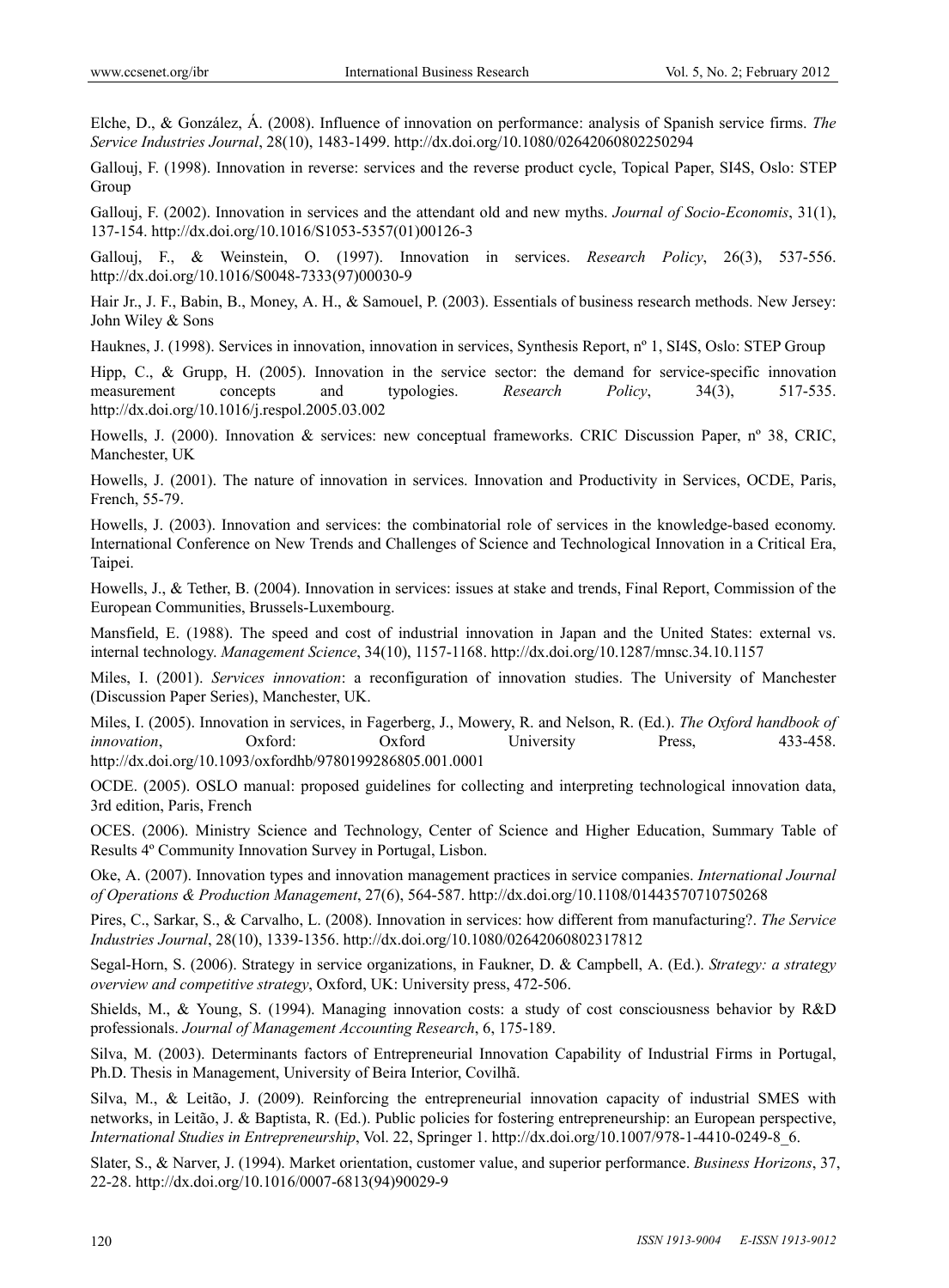Elche, D., & González, Á. (2008). Influence of innovation on performance: analysis of Spanish service firms. *The Service Industries Journal*, 28(10), 1483-1499. http://dx.doi.org/10.1080/02642060802250294

Gallouj, F. (1998). Innovation in reverse: services and the reverse product cycle, Topical Paper, SI4S, Oslo: STEP Group

Gallouj, F. (2002). Innovation in services and the attendant old and new myths. *Journal of Socio-Economis*, 31(1), 137-154. http://dx.doi.org/10.1016/S1053-5357(01)00126-3

Gallouj, F., & Weinstein, O. (1997). Innovation in services. *Research Policy*, 26(3), 537-556. http://dx.doi.org/10.1016/S0048-7333(97)00030-9

Hair Jr., J. F., Babin, B., Money, A. H., & Samouel, P. (2003). Essentials of business research methods. New Jersey: John Wiley & Sons

Hauknes, J. (1998). Services in innovation, innovation in services, Synthesis Report, nº 1, SI4S, Oslo: STEP Group

Hipp, C., & Grupp, H. (2005). Innovation in the service sector: the demand for service-specific innovation measurement concepts and typologies. *Research Policy*, 34(3), 517-535. http://dx.doi.org/10.1016/j.respol.2005.03.002

Howells, J. (2000). Innovation & services: new conceptual frameworks. CRIC Discussion Paper, nº 38, CRIC, Manchester, UK

Howells, J. (2001). The nature of innovation in services. Innovation and Productivity in Services, OCDE, Paris, French, 55-79.

Howells, J. (2003). Innovation and services: the combinatorial role of services in the knowledge-based economy. International Conference on New Trends and Challenges of Science and Technological Innovation in a Critical Era, Taipei.

Howells, J., & Tether, B. (2004). Innovation in services: issues at stake and trends, Final Report, Commission of the European Communities, Brussels-Luxembourg.

Mansfield, E. (1988). The speed and cost of industrial innovation in Japan and the United States: external vs. internal technology. *Management Science*, 34(10), 1157-1168. http://dx.doi.org/10.1287/mnsc.34.10.1157

Miles, I. (2001). *Services innovation*: a reconfiguration of innovation studies. The University of Manchester (Discussion Paper Series), Manchester, UK.

Miles, I. (2005). Innovation in services, in Fagerberg, J., Mowery, R. and Nelson, R. (Ed.). *The Oxford handbook of innovation*, Oxford: Oxford University Press, 433-458. http://dx.doi.org/10.1093/oxfordhb/9780199286805.001.0001

OCDE. (2005). OSLO manual: proposed guidelines for collecting and interpreting technological innovation data, 3rd edition, Paris, French

OCES. (2006). Ministry Science and Technology, Center of Science and Higher Education, Summary Table of Results 4º Community Innovation Survey in Portugal, Lisbon.

Oke, A. (2007). Innovation types and innovation management practices in service companies. *International Journal of Operations & Production Management*, 27(6), 564-587. http://dx.doi.org/10.1108/01443570710750268

Pires, C., Sarkar, S., & Carvalho, L. (2008). Innovation in services: how different from manufacturing?. *The Service Industries Journal*, 28(10), 1339-1356. http://dx.doi.org/10.1080/02642060802317812

Segal-Horn, S. (2006). Strategy in service organizations, in Faukner, D. & Campbell, A. (Ed.). *Strategy: a strategy overview and competitive strategy*, Oxford, UK: University press, 472-506.

Shields, M., & Young, S. (1994). Managing innovation costs: a study of cost consciousness behavior by R&D professionals. *Journal of Management Accounting Research*, 6, 175-189.

Silva, M. (2003). Determinants factors of Entrepreneurial Innovation Capability of Industrial Firms in Portugal, Ph.D. Thesis in Management, University of Beira Interior, Covilhã.

Silva, M., & Leitão, J. (2009). Reinforcing the entrepreneurial innovation capacity of industrial SMES with networks, in Leitão, J. & Baptista, R. (Ed.). Public policies for fostering entrepreneurship: an European perspective, *International Studies in Entrepreneurship*, Vol. 22, Springer 1. http://dx.doi.org/10.1007/978-1-4410-0249-8_6.

Slater, S., & Narver, J. (1994). Market orientation, customer value, and superior performance. *Business Horizons*, 37, 22-28. http://dx.doi.org/10.1016/0007-6813(94)90029-9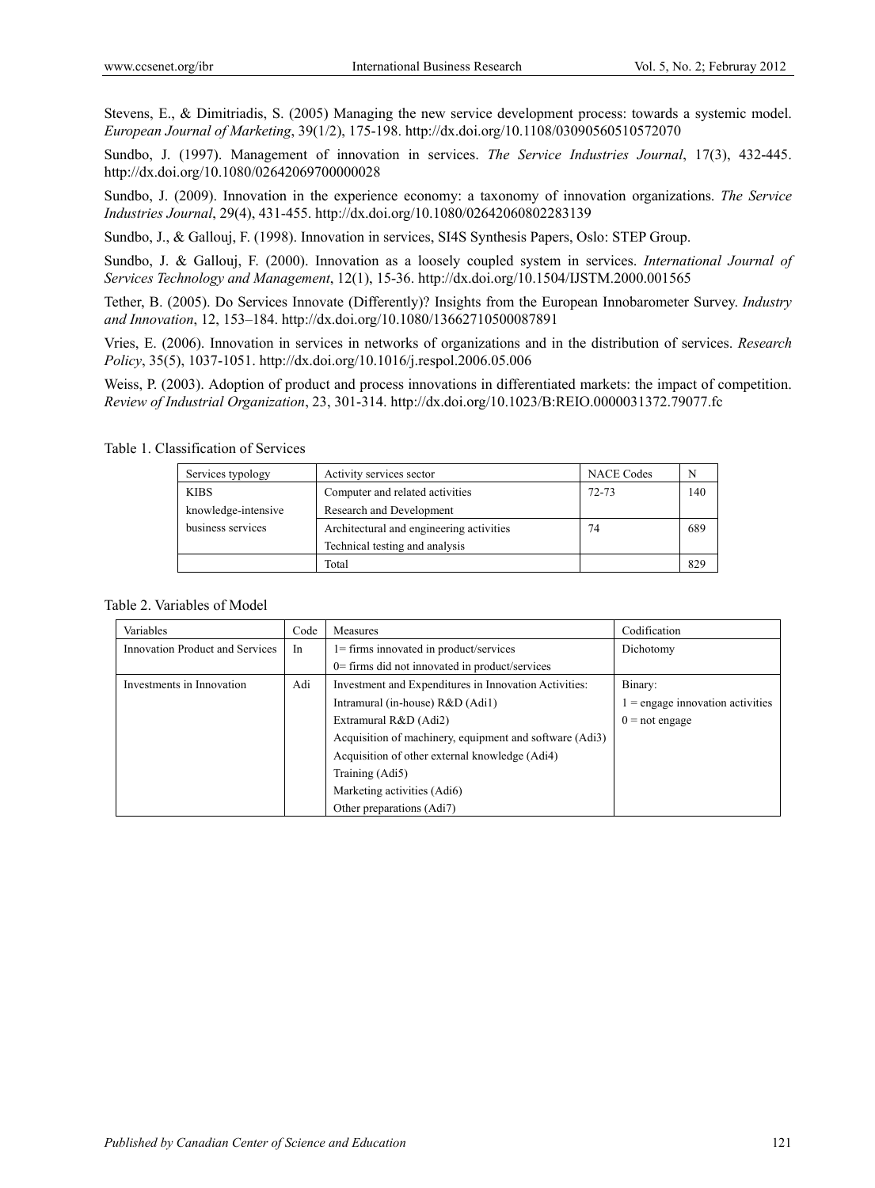Stevens, E., & Dimitriadis, S. (2005) Managing the new service development process: towards a systemic model. *European Journal of Marketing*, 39(1/2), 175-198. http://dx.doi.org/10.1108/03090560510572070

Sundbo, J. (1997). Management of innovation in services. *The Service Industries Journal*, 17(3), 432-445. http://dx.doi.org/10.1080/02642069700000028

Sundbo, J. (2009). Innovation in the experience economy: a taxonomy of innovation organizations. *The Service Industries Journal*, 29(4), 431-455. http://dx.doi.org/10.1080/02642060802283139

Sundbo, J., & Gallouj, F. (1998). Innovation in services, SI4S Synthesis Papers, Oslo: STEP Group.

Sundbo, J. & Gallouj, F. (2000). Innovation as a loosely coupled system in services. *International Journal of Services Technology and Management*, 12(1), 15-36. http://dx.doi.org/10.1504/IJSTM.2000.001565

Tether, B. (2005). Do Services Innovate (Differently)? Insights from the European Innobarometer Survey. *Industry and Innovation*, 12, 153–184. http://dx.doi.org/10.1080/13662710500087891

Vries, E. (2006). Innovation in services in networks of organizations and in the distribution of services. *Research Policy*, 35(5), 1037-1051. http://dx.doi.org/10.1016/j.respol.2006.05.006

Weiss, P. (2003). Adoption of product and process innovations in differentiated markets: the impact of competition. *Review of Industrial Organization*, 23, 301-314. http://dx.doi.org/10.1023/B:REIO.0000031372.79077.fc

Table 1. Classification of Services

| Services typology | Activity services sector | NACE Codes | N |
|---|---|---|---|
| KIBS knowledge-intensive business services | Computer and related activities<br>Research and Development | 72-73 | 140 |
| | Architectural and engineering activities<br>Technical testing and analysis | 74 | 689 |
| | Total | | 829 |

Table 2. Variables of Model

| Variables | Code | Measures | Codification |
|---|---|---|---|
| Innovation Product and Services | In | 1= firms innovated in product/services<br>0= firms did not innovated in product/services | Dichotomy |
| Investments in Innovation | Adi | Investment and Expenditures in Innovation Activities:<br>Intramural (in-house) R&D (Adi1)<br>Extramural R&D (Adi2)<br>Acquisition of machinery, equipment and software (Adi3)<br>Acquisition of other external knowledge (Adi4)<br>Training (Adi5)<br>Marketing activities (Adi6)<br>Other preparations (Adi7) | Binary:<br>1 = engage innovation activities<br>0 = not engage |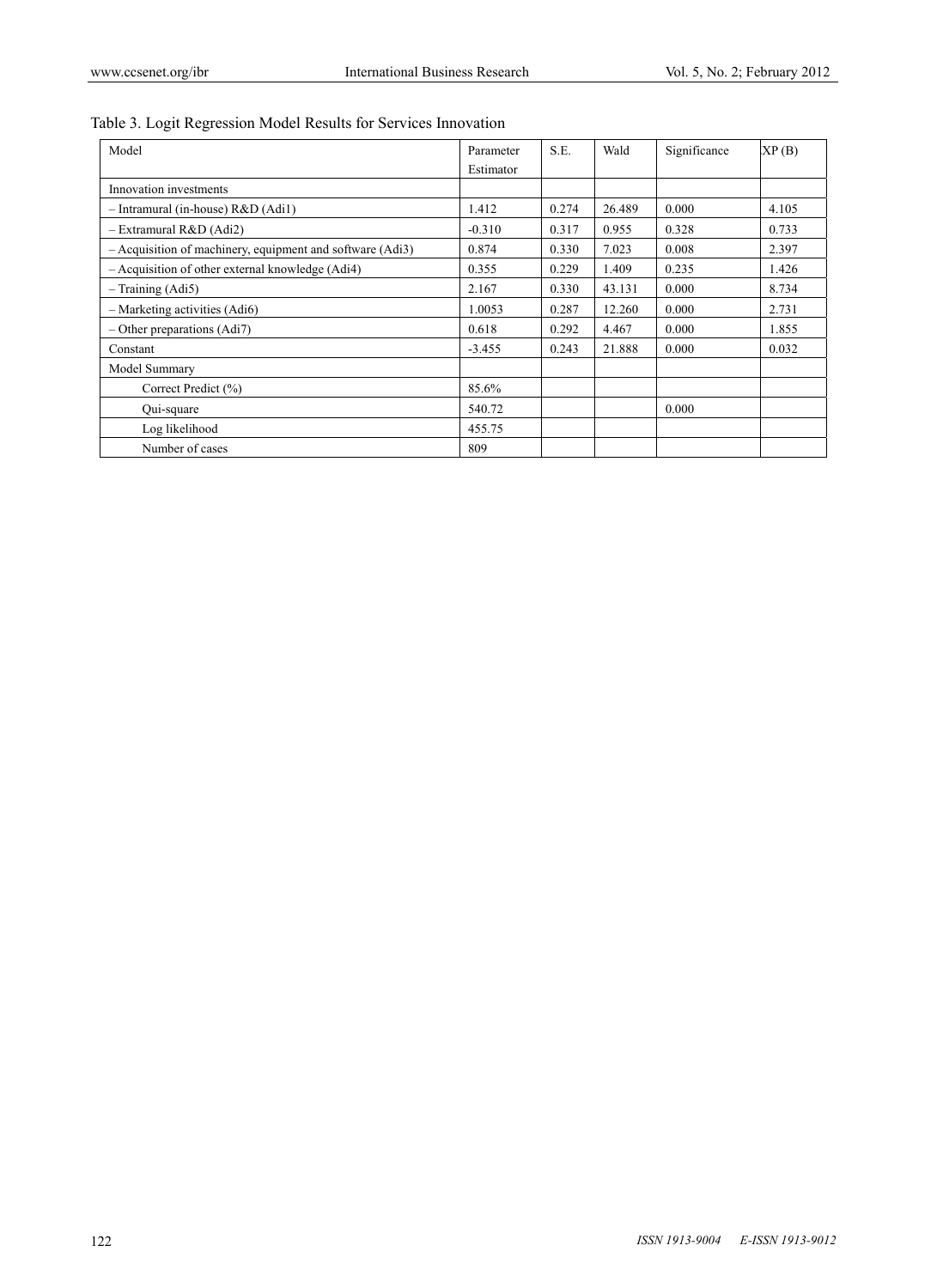Table 3. Logit Regression Model Results for Services Innovation

| Model | Parameter Estimator | S.E. | Wald | Significance | XP (B) |
|---|---|---|---|---|---|
| Innovation investments | | | | | |
| – Intramural (in-house) R&D (Adi1) | 1.412 | 0.274 | 26.489 | 0.000 | 4.105 |
| – Extramural R&D (Adi2) | -0.310 | 0.317 | 0.955 | 0.328 | 0.733 |
| – Acquisition of machinery, equipment and software (Adi3) | 0.874 | 0.330 | 7.023 | 0.008 | 2.397 |
| – Acquisition of other external knowledge (Adi4) | 0.355 | 0.229 | 1.409 | 0.235 | 1.426 |
| – Training (Adi5) | 2.167 | 0.330 | 43.131 | 0.000 | 8.734 |
| – Marketing activities (Adi6) | 1.0053 | 0.287 | 12.260 | 0.000 | 2.731 |
| – Other preparations (Adi7) | 0.618 | 0.292 | 4.467 | 0.000 | 1.855 |
| Constant | -3.455 | 0.243 | 21.888 | 0.000 | 0.032 |
| Model Summary | | | | | |
| Correct Predict (%) | 85.6% | | | | |
| Qui-square | 540.72 | | | 0.000 | |
| Log likelihood | 455.75 | | | | |
| Number of cases | 809 | | | | |